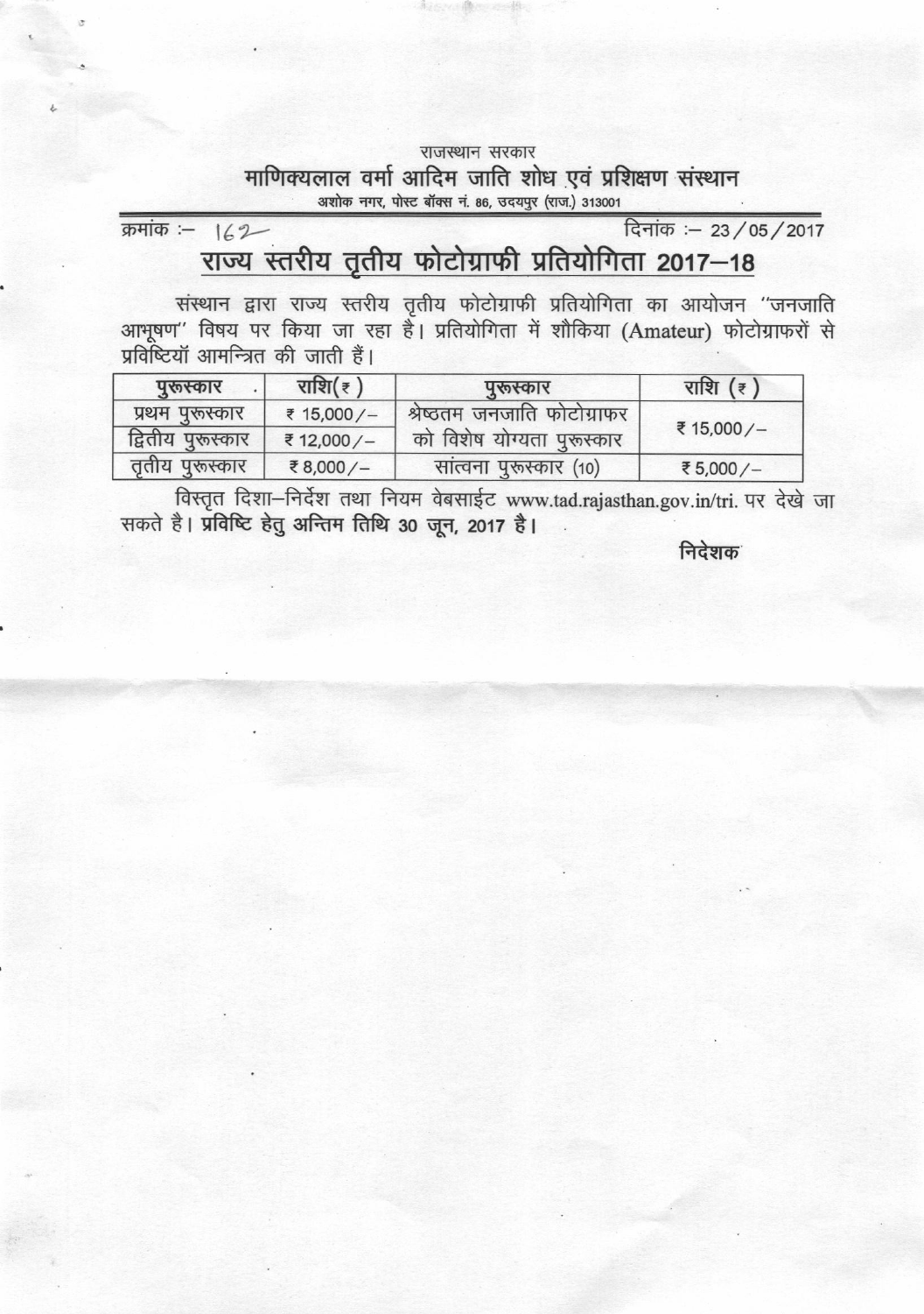राजस्थान सरकार

# माणिक्यलाल वर्मा आदिम जाति शोध एवं प्रशिक्षण संस्थान

अशोक नगर, पोस्ट बॉक्स नं. 86, उदयपुर (राज.) 313001

क्रमांक :– 162 दिनांक :– 23/05/2017

## राज्य स्तरीय तृतीय फोटोग्राफी प्रतियोगिता 2017–18

संस्थान द्वारा राज्य स्तरीय तृतीय फोटोग्राफी प्रतियोगिता का आयोजन "जनजाति आभूषण" विषय पर किया जा रहा है। प्रतियोगिता में शौकिया (Amateur) फोटोग्राफरों से प्रविष्टियाँ आमन्त्रित की जाती हैं।

| पुरूस्कार | राशि(₹) | पुरूस्कार | राशि (₹) |
|---|---|---|---|
| प्रथम पुरूस्कार | ₹ 15,000/– | श्रेष्ठतम जनजाति फोटोग्राफर को विशेष योग्यता पुरूस्कार | ₹ 15,000/– |
| द्वितीय पुरूस्कार | ₹ 12,000/– | | |
| तृतीय पुरूस्कार | ₹ 8,000/– | सांत्वना पुरूस्कार (10) | ₹ 5,000/– |

विस्तृत दिशा–निर्देश तथा नियम वेबसाईट www.tad.rajasthan.gov.in/tri. पर देखे जा सकते है। **प्रविष्टि हेतु अन्तिम तिथि 30 जून, 2017 है।**

निदेशक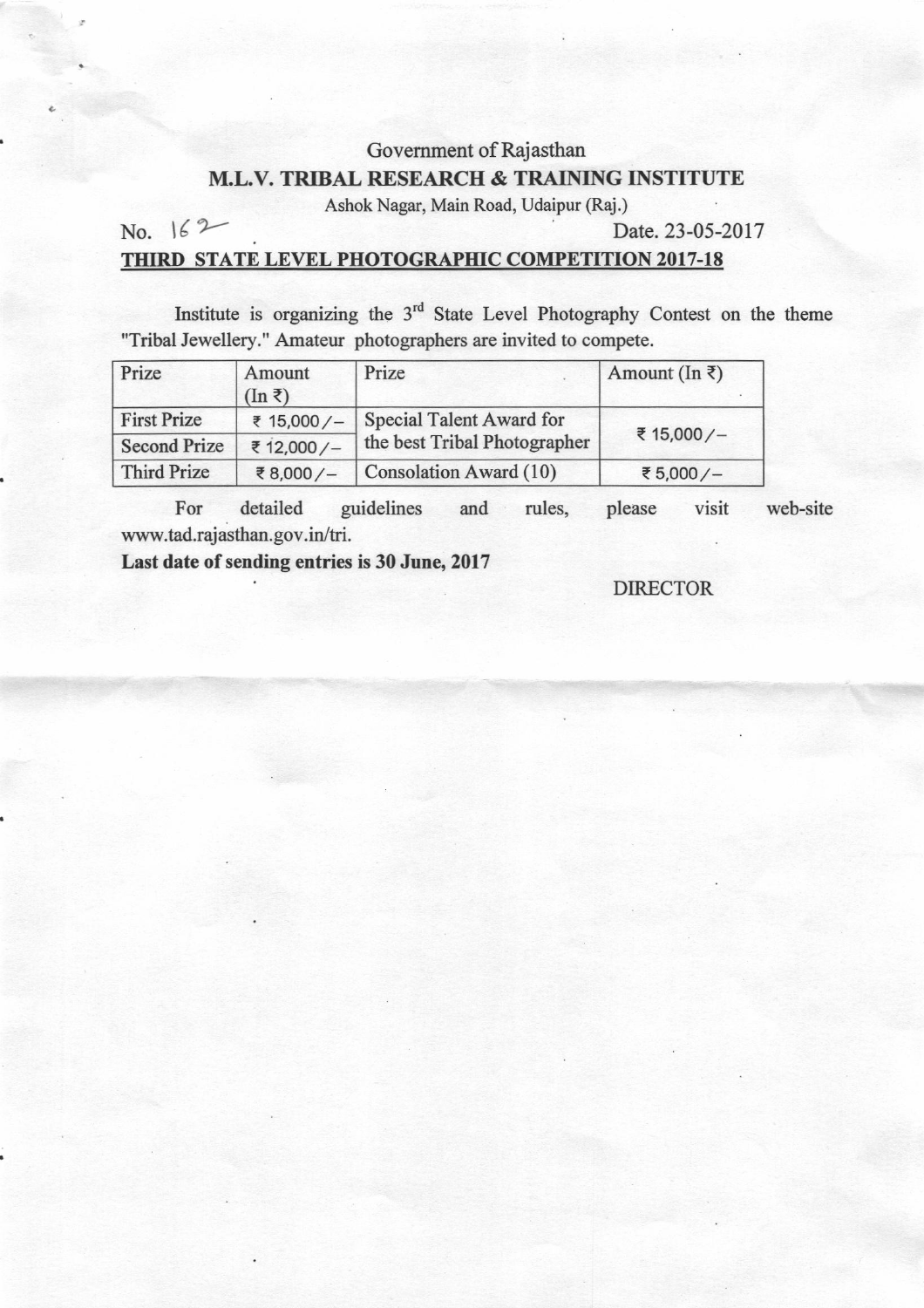Government of Rajasthan

**M.L.V. TRIBAL RESEARCH & TRAINING INSTITUTE**

Ashok Nagar, Main Road, Udaipur (Raj.)

No. 162 Date. 23-05-2017

**THIRD STATE LEVEL PHOTOGRAPHIC COMPETITION 2017-18**

Institute is organizing the 3rd State Level Photography Contest on the theme "Tribal Jewellery." Amateur photographers are invited to compete.

| Prize | Amount (In ₹) | Prize | Amount (In ₹) |
|---|---|---|---|
| First Prize | ₹ 15,000/- | Special Talent Award for the best Tribal Photographer | ₹ 15,000/- |
| Second Prize | ₹ 12,000/- | | |
| Third Prize | ₹ 8,000/- | Consolation Award (10) | ₹ 5,000/- |

For detailed guidelines and rules, please visit web-site www.tad.rajasthan.gov.in/tri.

**Last date of sending entries is 30 June, 2017**

DIRECTOR